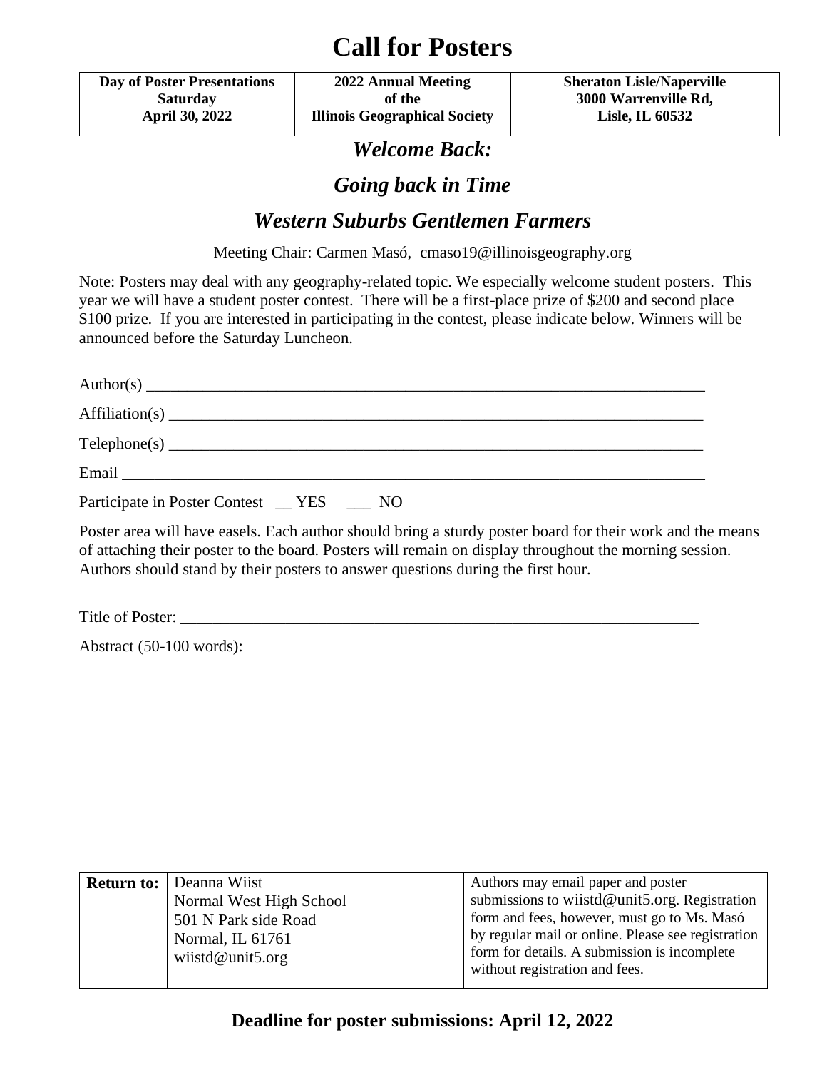# Call for Posters

| Day of Poster Presentations<br>Saturday<br>April 30, 2022 | 2022 Annual Meeting<br>of the<br>Illinois Geographical Society | Sheraton Lisle/Naperville<br>3000 Warrenville Rd,<br>Lisle, IL 60532 |
|---|---|---|

## *Welcome Back:*

## *Going back in Time*

## *Western Suburbs Gentlemen Farmers*

Meeting Chair: Carmen Masó, cmaso19@illinoisgeography.org

Note: Posters may deal with any geography-related topic. We especially welcome student posters. This year we will have a student poster contest. There will be a first-place prize of $200 and second place $100 prize. If you are interested in participating in the contest, please indicate below. Winners will be announced before the Saturday Luncheon.

Author(s) ___________________________________________________________________________

Affiliation(s) _______________________________________________________________________

Telephone(s) _______________________________________________________________________

Email ______________________________________________________________________________

Participate in Poster Contest __ YES ___ NO

Poster area will have easels. Each author should bring a sturdy poster board for their work and the means of attaching their poster to the board. Posters will remain on display throughout the morning session. Authors should stand by their posters to answer questions during the first hour.

Title of Poster: _____________________________________________________________________

Abstract (50-100 words):

| | | |
|---|---|---|
| **Return to:** | Deanna Wiist<br>Normal West High School<br>501 N Park side Road<br>Normal, IL 61761<br>wiistd@unit5.org | Authors may email paper and poster submissions to wiistd@unit5.org. Registration form and fees, however, must go to Ms. Masó by regular mail or online. Please see registration form for details. A submission is incomplete without registration and fees. |

**Deadline for poster submissions: April 12, 2022**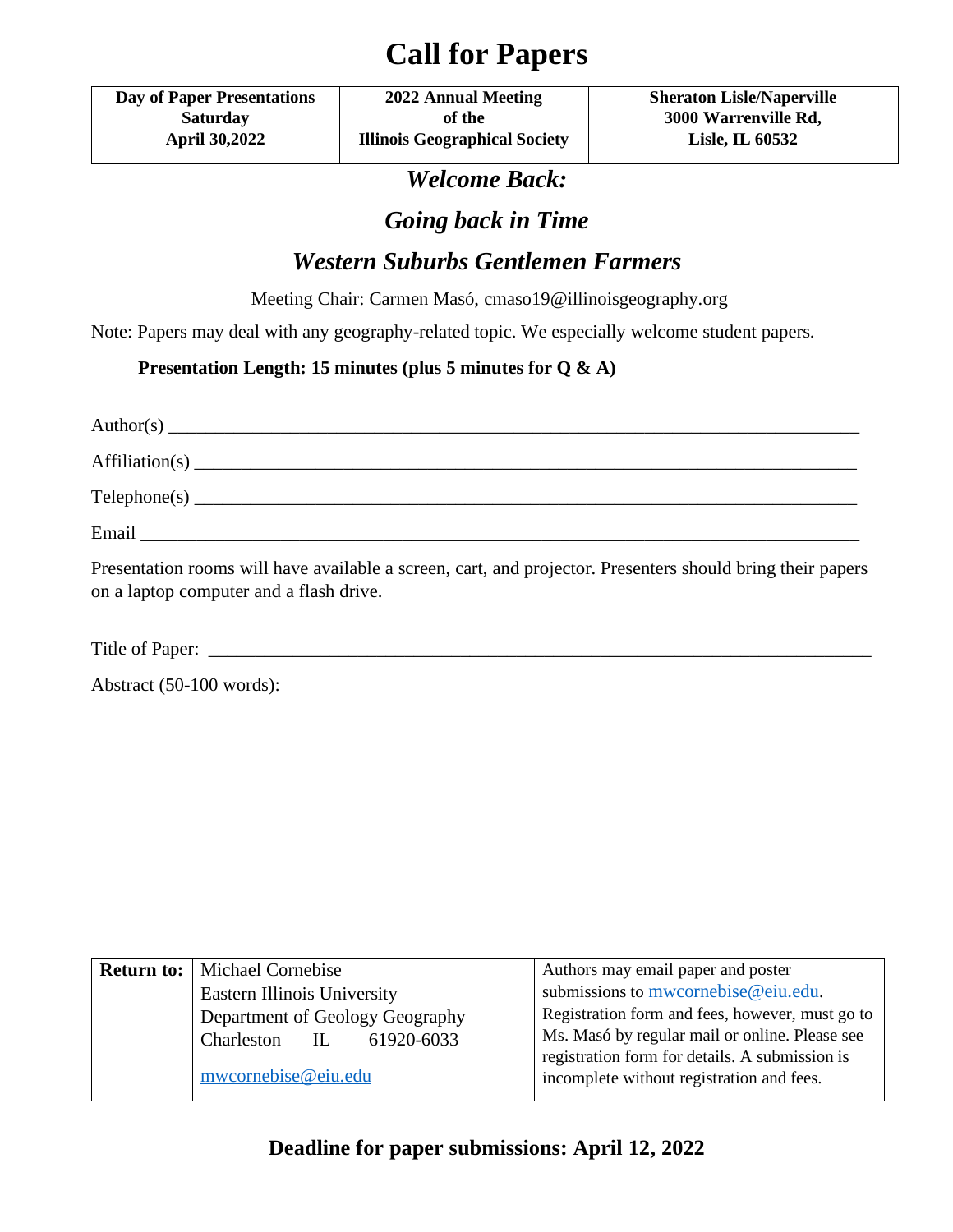# Call for Papers

| Day of Paper Presentations<br>Saturday<br>April 30,2022 | 2022 Annual Meeting<br>of the<br>Illinois Geographical Society | Sheraton Lisle/Naperville<br>3000 Warrenville Rd,<br>Lisle, IL 60532 |
|---|---|---|

## *Welcome Back:*

## *Going back in Time*

## *Western Suburbs Gentlemen Farmers*

Meeting Chair: Carmen Masó, cmaso19@illinoisgeography.org

Note: Papers may deal with any geography-related topic. We especially welcome student papers.

**Presentation Length: 15 minutes (plus 5 minutes for Q & A)**

Author(s) ___________________________________________________________________________

Affiliation(s) ________________________________________________________________________

Telephone(s) ________________________________________________________________________

Email ______________________________________________________________________________

Presentation rooms will have available a screen, cart, and projector. Presenters should bring their papers on a laptop computer and a flash drive.

Title of Paper: _______________________________________________________________________

Abstract (50-100 words):

| | | |
|---|---|---|
| **Return to:** | Michael Cornebise<br>Eastern Illinois University<br>Department of Geology Geography<br>Charleston IL 61920-6033<br>mwcornebise@eiu.edu | Authors may email paper and poster submissions to mwcornebise@eiu.edu. Registration form and fees, however, must go to Ms. Masó by regular mail or online. Please see registration form for details. A submission is incomplete without registration and fees. |

**Deadline for paper submissions: April 12, 2022**